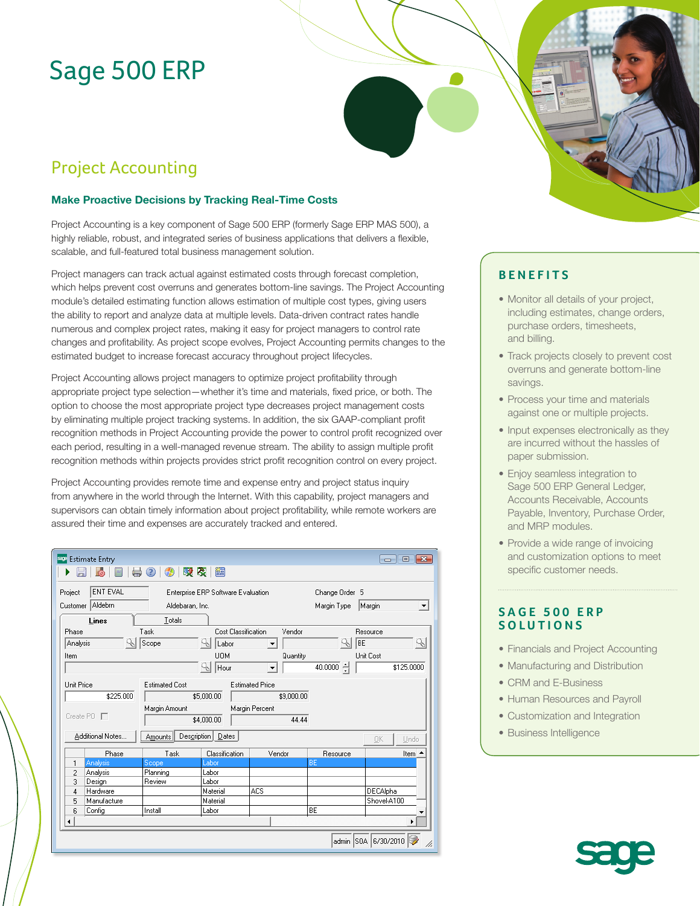# Sage 500 ERP

## Project Accounting

### Make Proactive Decisions by Tracking Real-Time Costs

Project Accounting is a key component of Sage 500 ERP (formerly Sage ERP MAS 500), a highly reliable, robust, and integrated series of business applications that delivers a flexible, scalable, and full-featured total business management solution.

Project managers can track actual against estimated costs through forecast completion, which helps prevent cost overruns and generates bottom-line savings. The Project Accounting module's detailed estimating function allows estimation of multiple cost types, giving users the ability to report and analyze data at multiple levels. Data-driven contract rates handle numerous and complex project rates, making it easy for project managers to control rate changes and profitability. As project scope evolves, Project Accounting permits changes to the estimated budget to increase forecast accuracy throughout project lifecycles.

Project Accounting allows project managers to optimize project profitability through appropriate project type selection—whether it's time and materials, fixed price, or both. The option to choose the most appropriate project type decreases project management costs by eliminating multiple project tracking systems. In addition, the six GAAP-compliant profit recognition methods in Project Accounting provide the power to control profit recognized over each period, resulting in a well-managed revenue stream. The ability to assign multiple profit recognition methods within projects provides strict profit recognition control on every project.

Project Accounting provides remote time and expense entry and project status inquiry from anywhere in the world through the Internet. With this capability, project managers and supervisors can obtain timely information about project profitability, while remote workers are assured their time and expenses are accurately tracked and entered.

## BENEFITS

- Monitor all details of your project, including estimates, change orders, purchase orders, timesheets, and billing.
- Track projects closely to prevent cost overruns and generate bottom-line savings.
- Process your time and materials against one or multiple projects.
- Input expenses electronically as they are incurred without the hassles of paper submission.
- Enjoy seamless integration to Sage 500 ERP General Ledger, Accounts Receivable, Accounts Payable, Inventory, Purchase Order, and MRP modules.
- Provide a wide range of invoicing and customization options to meet specific customer needs.

## SAGE 500 ERP SOLUTIONS

- Financials and Project Accounting
- Manufacturing and Distribution
- CRM and E-Business
- Human Resources and Payroll
- Customization and Integration
- Business Intelligence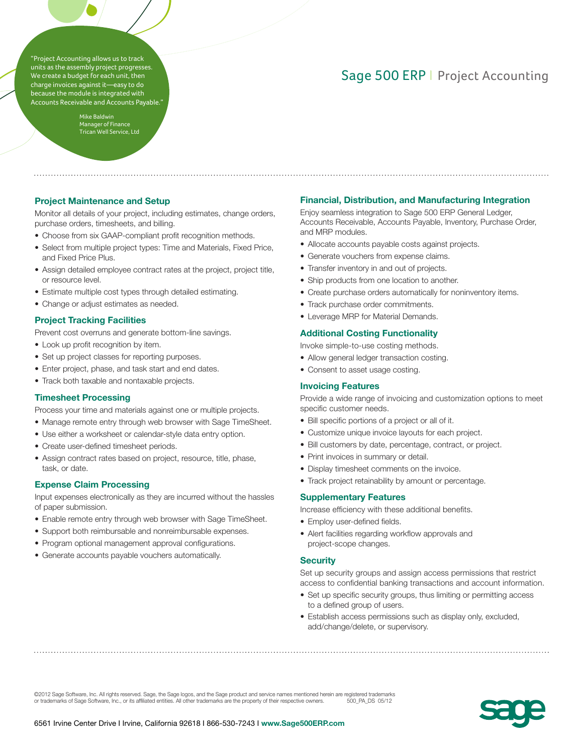"Project Accounting allows us to track units as the assembly project progresses. We create a budget for each unit, then charge invoices against it—easy to do because the module is integrated with Accounts Receivable and Accounts Payable."

Mike Baldwin
Manager of Finance
Trican Well Service, Ltd

# Sage 500 ERP | Project Accounting

### Project Maintenance and Setup

Monitor all details of your project, including estimates, change orders, purchase orders, timesheets, and billing.

- Choose from six GAAP-compliant profit recognition methods.
- Select from multiple project types: Time and Materials, Fixed Price, and Fixed Price Plus.
- Assign detailed employee contract rates at the project, project title, or resource level.
- Estimate multiple cost types through detailed estimating.
- Change or adjust estimates as needed.

### Project Tracking Facilities

Prevent cost overruns and generate bottom-line savings.

- Look up profit recognition by item.
- Set up project classes for reporting purposes.
- Enter project, phase, and task start and end dates.
- Track both taxable and nontaxable projects.

### Timesheet Processing

Process your time and materials against one or multiple projects.

- Manage remote entry through web browser with Sage TimeSheet.
- Use either a worksheet or calendar-style data entry option.
- Create user-defined timesheet periods.
- Assign contract rates based on project, resource, title, phase, task, or date.

### Expense Claim Processing

Input expenses electronically as they are incurred without the hassles of paper submission.

- Enable remote entry through web browser with Sage TimeSheet.
- Support both reimbursable and nonreimbursable expenses.
- Program optional management approval configurations.
- Generate accounts payable vouchers automatically.

### Financial, Distribution, and Manufacturing Integration

Enjoy seamless integration to Sage 500 ERP General Ledger, Accounts Receivable, Accounts Payable, Inventory, Purchase Order, and MRP modules.

- Allocate accounts payable costs against projects.
- Generate vouchers from expense claims.
- Transfer inventory in and out of projects.
- Ship products from one location to another.
- Create purchase orders automatically for noninventory items.
- Track purchase order commitments.
- Leverage MRP for Material Demands.

### Additional Costing Functionality

Invoke simple-to-use costing methods.

- Allow general ledger transaction costing.
- Consent to asset usage costing.

### Invoicing Features

Provide a wide range of invoicing and customization options to meet specific customer needs.

- Bill specific portions of a project or all of it.
- Customize unique invoice layouts for each project.
- Bill customers by date, percentage, contract, or project.
- Print invoices in summary or detail.
- Display timesheet comments on the invoice.
- Track project retainability by amount or percentage.

### Supplementary Features

Increase efficiency with these additional benefits.

- Employ user-defined fields.
- Alert facilities regarding workflow approvals and project-scope changes.

### Security

Set up security groups and assign access permissions that restrict access to confidential banking transactions and account information.

- Set up specific security groups, thus limiting or permitting access to a defined group of users.
- Establish access permissions such as display only, excluded, add/change/delete, or supervisory.

©2012 Sage Software, Inc. All rights reserved. Sage, the Sage logos, and the Sage product and service names mentioned herein are registered trademarks or trademarks of Sage Software, Inc., or its affiliated entities. All other trademarks are the property of their respective owners. 500_PA_DS 05/12

6561 Irvine Center Drive | Irvine, California 92618 | 866-530-7243 | **www.Sage500ERP.com**